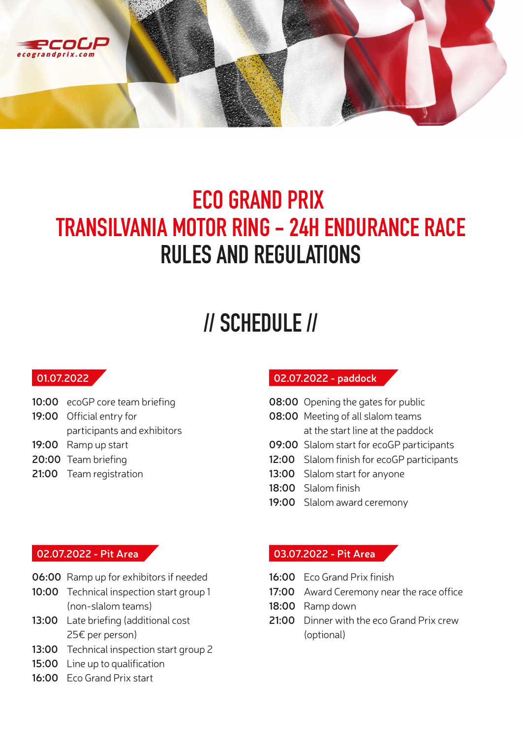# ECO GRAND PRIX
# TRANSILVANIA MOTOR RING – 24H ENDURANCE RACE
# RULES AND REGULATIONS

## // SCHEDULE //

### 01.07.2022

**10:00** ecoGP core team briefing
**19:00** Official entry for participants and exhibitors
**19:00** Ramp up start
**20:00** Team briefing
**21:00** Team registration

### 02.07.2022 - paddock

**08:00** Opening the gates for public
**08:00** Meeting of all slalom teams at the start line at the paddock
**09:00** Slalom start for ecoGP participants
**12:00** Slalom finish for ecoGP participants
**13:00** Slalom start for anyone
**18:00** Slalom finish
**19:00** Slalom award ceremony

### 02.07.2022 - Pit Area

**06:00** Ramp up for exhibitors if needed
**10:00** Technical inspection start group 1 (non-slalom teams)
**13:00** Late briefing (additional cost 25€ per person)
**13:00** Technical inspection start group 2
**15:00** Line up to qualification
**16:00** Eco Grand Prix start

### 03.07.2022 - Pit Area

**16:00** Eco Grand Prix finish
**17:00** Award Ceremony near the race office
**18:00** Ramp down
**21:00** Dinner with the eco Grand Prix crew (optional)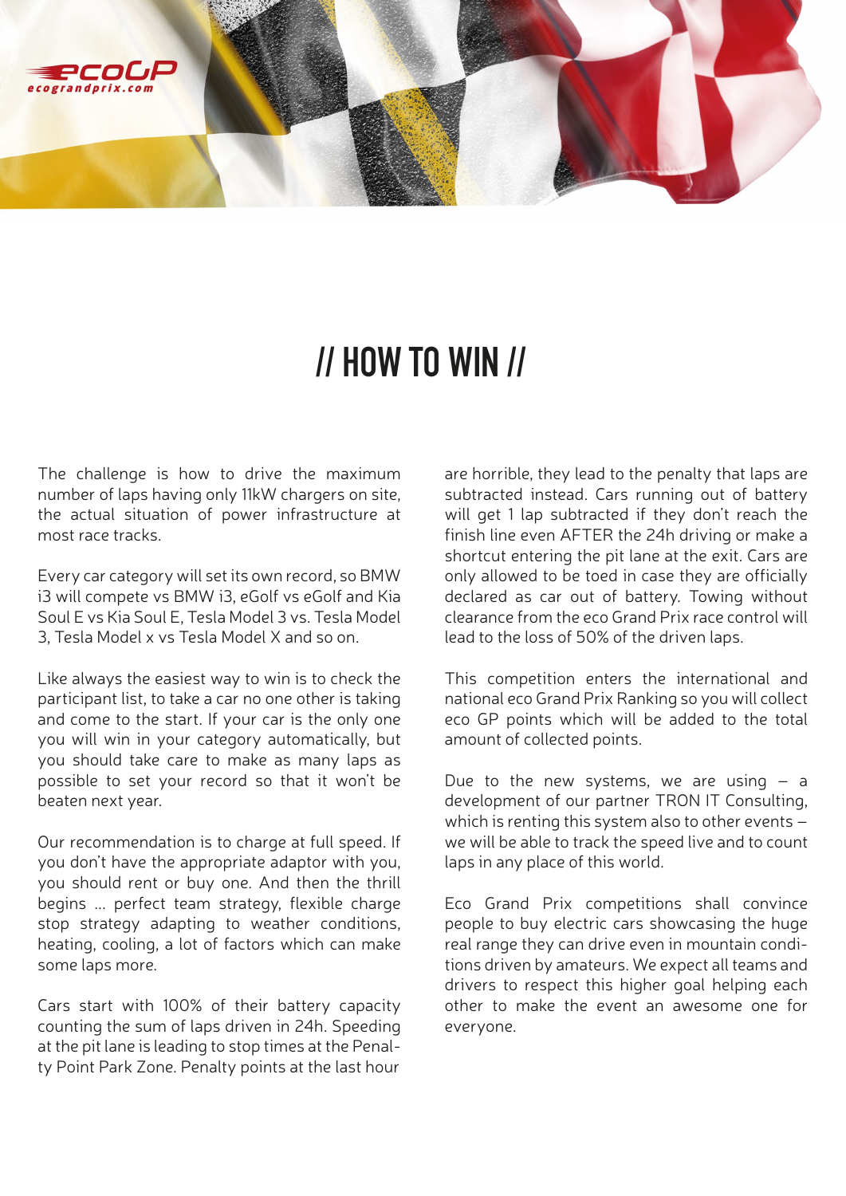# // HOW TO WIN //

The challenge is how to drive the maximum number of laps having only 11kW chargers on site, the actual situation of power infrastructure at most race tracks.

Every car category will set its own record, so BMW i3 will compete vs BMW i3, eGolf vs eGolf and Kia Soul E vs Kia Soul E, Tesla Model 3 vs. Tesla Model 3, Tesla Model x vs Tesla Model X and so on.

Like always the easiest way to win is to check the participant list, to take a car no one other is taking and come to the start. If your car is the only one you will win in your category automatically, but you should take care to make as many laps as possible to set your record so that it won't be beaten next year.

Our recommendation is to charge at full speed. If you don't have the appropriate adaptor with you, you should rent or buy one. And then the thrill begins ... perfect team strategy, flexible charge stop strategy adapting to weather conditions, heating, cooling, a lot of factors which can make some laps more.

Cars start with 100% of their battery capacity counting the sum of laps driven in 24h. Speeding at the pit lane is leading to stop times at the Penalty Point Park Zone. Penalty points at the last hour are horrible, they lead to the penalty that laps are subtracted instead. Cars running out of battery will get 1 lap subtracted if they don't reach the finish line even AFTER the 24h driving or make a shortcut entering the pit lane at the exit. Cars are only allowed to be toed in case they are officially declared as car out of battery. Towing without clearance from the eco Grand Prix race control will lead to the loss of 50% of the driven laps.

This competition enters the international and national eco Grand Prix Ranking so you will collect eco GP points which will be added to the total amount of collected points.

Due to the new systems, we are using – a development of our partner TRON IT Consulting, which is renting this system also to other events – we will be able to track the speed live and to count laps in any place of this world.

Eco Grand Prix competitions shall convince people to buy electric cars showcasing the huge real range they can drive even in mountain conditions driven by amateurs. We expect all teams and drivers to respect this higher goal helping each other to make the event an awesome one for everyone.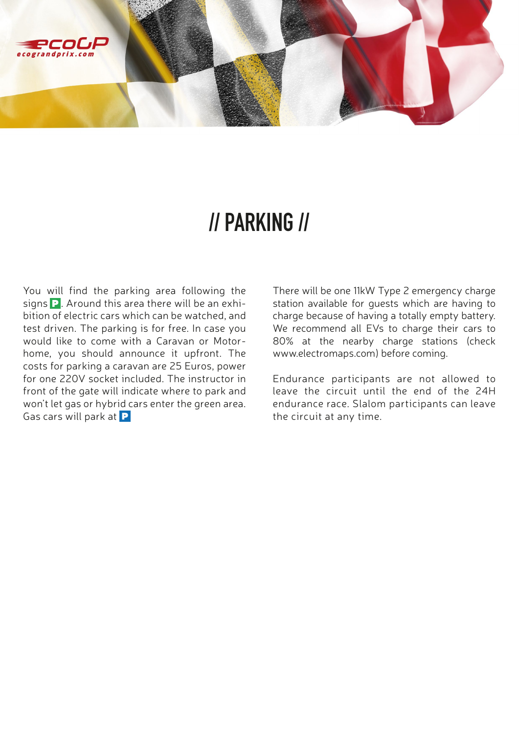# // PARKING //

You will find the parking area following the signs P. Around this area there will be an exhibition of electric cars which can be watched, and test driven. The parking is for free. In case you would like to come with a Caravan or Motorhome, you should announce it upfront. The costs for parking a caravan are 25 Euros, power for one 220V socket included. The instructor in front of the gate will indicate where to park and won't let gas or hybrid cars enter the green area. Gas cars will park at P

There will be one 11kW Type 2 emergency charge station available for guests which are having to charge because of having a totally empty battery. We recommend all EVs to charge their cars to 80% at the nearby charge stations (check www.electromaps.com) before coming.

Endurance participants are not allowed to leave the circuit until the end of the 24H endurance race. Slalom participants can leave the circuit at any time.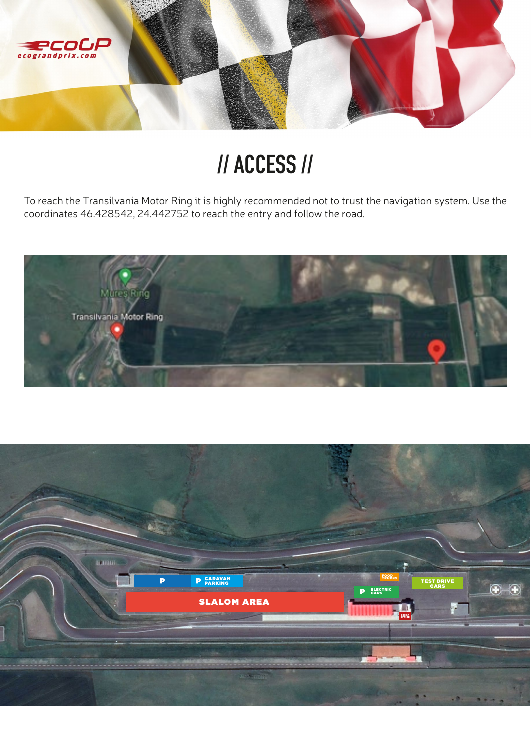# // ACCESS //

To reach the Transilvania Motor Ring it is highly recommended not to trust the navigation system. Use the coordinates 46.428542, 24.442752 to reach the entry and follow the road.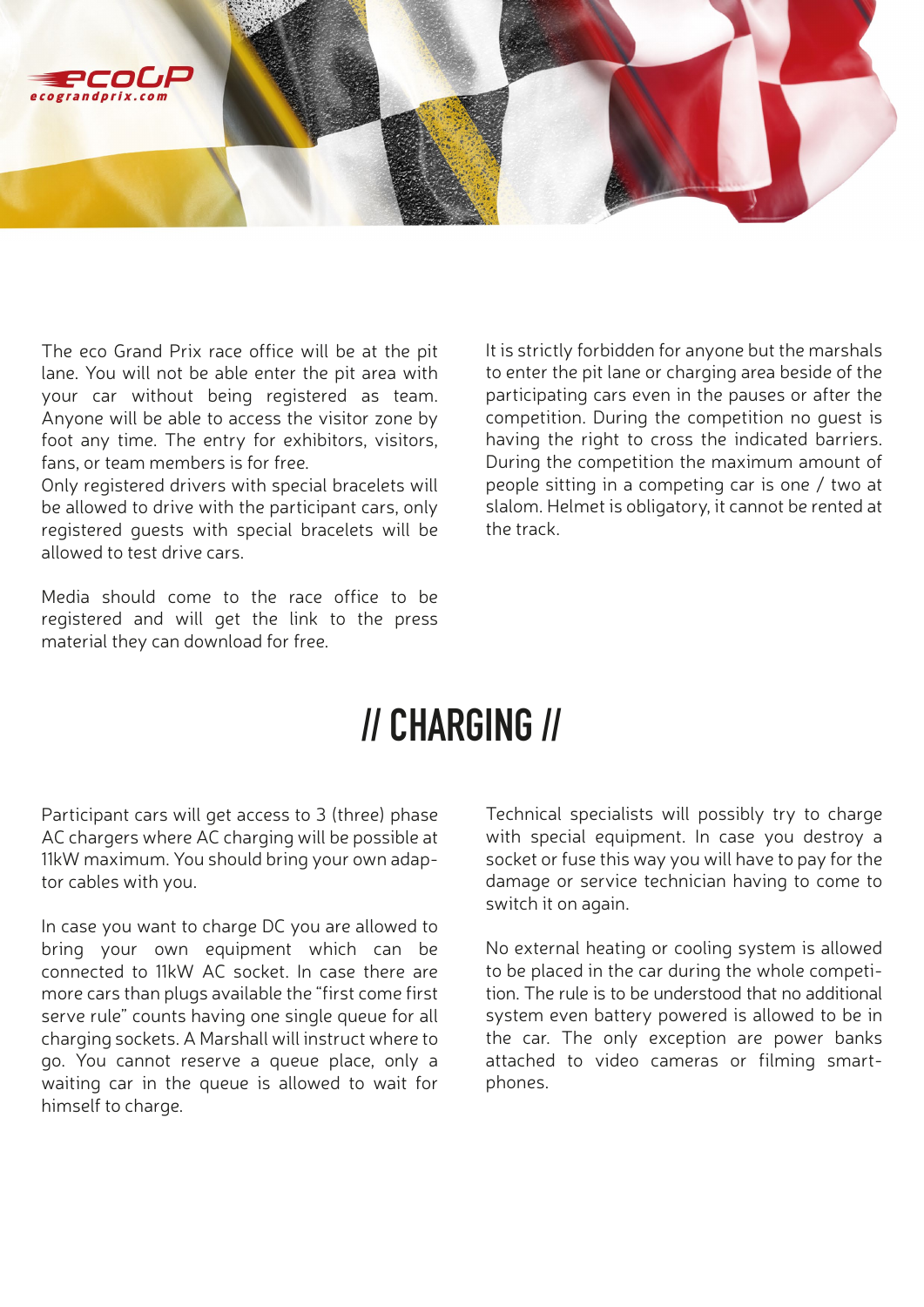The eco Grand Prix race office will be at the pit lane. You will not be able enter the pit area with your car without being registered as team. Anyone will be able to access the visitor zone by foot any time. The entry for exhibitors, visitors, fans, or team members is for free.
Only registered drivers with special bracelets will be allowed to drive with the participant cars, only registered guests with special bracelets will be allowed to test drive cars.

Media should come to the race office to be registered and will get the link to the press material they can download for free.

It is strictly forbidden for anyone but the marshals to enter the pit lane or charging area beside of the participating cars even in the pauses or after the competition. During the competition no guest is having the right to cross the indicated barriers. During the competition the maximum amount of people sitting in a competing car is one / two at slalom. Helmet is obligatory, it cannot be rented at the track.

# // CHARGING //

Participant cars will get access to 3 (three) phase AC chargers where AC charging will be possible at 11kW maximum. You should bring your own adaptor cables with you.

In case you want to charge DC you are allowed to bring your own equipment which can be connected to 11kW AC socket. In case there are more cars than plugs available the "first come first serve rule" counts having one single queue for all charging sockets. A Marshall will instruct where to go. You cannot reserve a queue place, only a waiting car in the queue is allowed to wait for himself to charge.

Technical specialists will possibly try to charge with special equipment. In case you destroy a socket or fuse this way you will have to pay for the damage or service technician having to come to switch it on again.

No external heating or cooling system is allowed to be placed in the car during the whole competition. The rule is to be understood that no additional system even battery powered is allowed to be in the car. The only exception are power banks attached to video cameras or filming smartphones.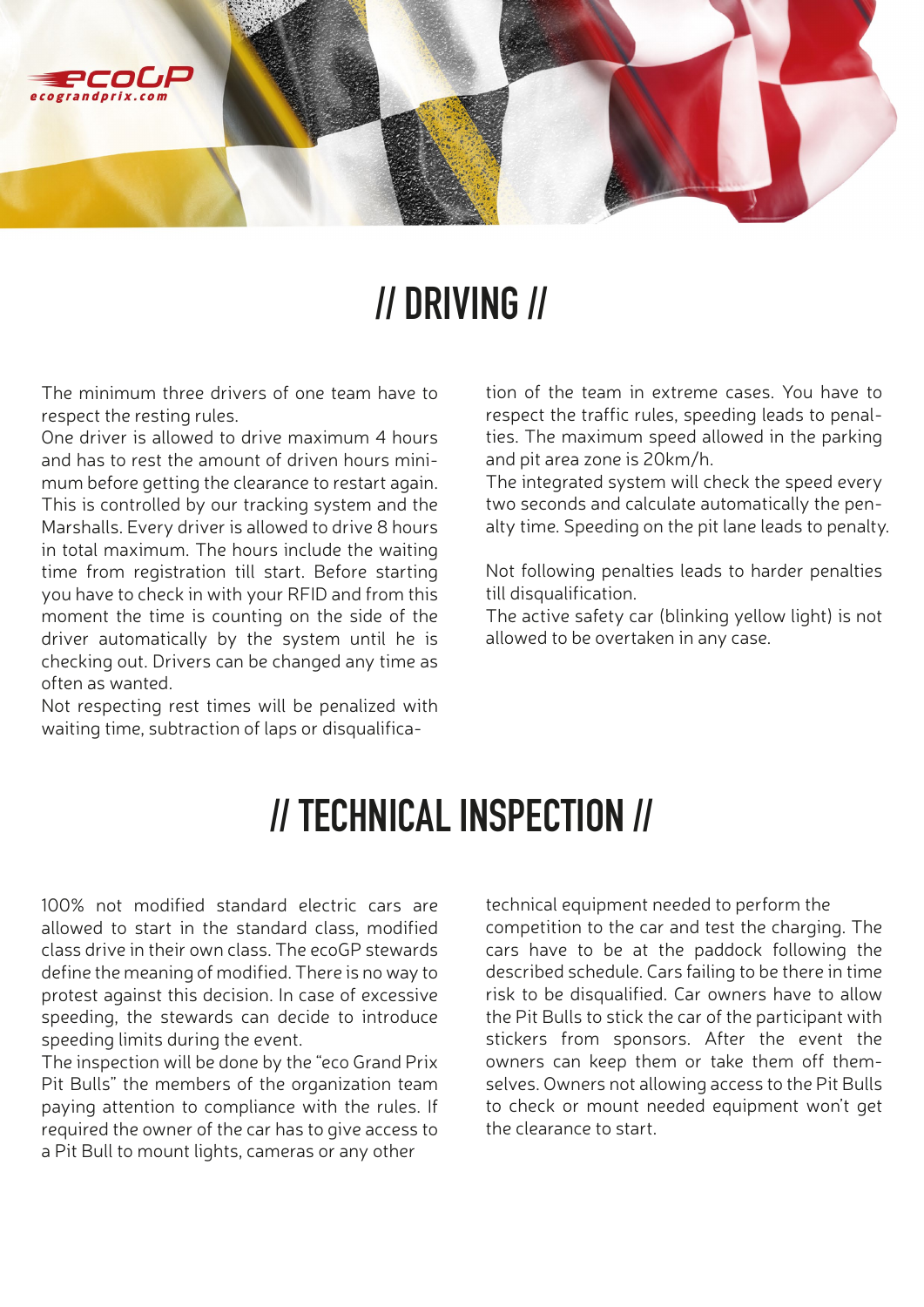# // DRIVING //

The minimum three drivers of one team have to respect the resting rules.
One driver is allowed to drive maximum 4 hours and has to rest the amount of driven hours minimum before getting the clearance to restart again. This is controlled by our tracking system and the Marshalls. Every driver is allowed to drive 8 hours in total maximum. The hours include the waiting time from registration till start. Before starting you have to check in with your RFID and from this moment the time is counting on the side of the driver automatically by the system until he is checking out. Drivers can be changed any time as often as wanted.
Not respecting rest times will be penalized with waiting time, subtraction of laps or disqualification of the team in extreme cases. You have to respect the traffic rules, speeding leads to penalties. The maximum speed allowed in the parking and pit area zone is 20km/h.
The integrated system will check the speed every two seconds and calculate automatically the penalty time. Speeding on the pit lane leads to penalty.

Not following penalties leads to harder penalties till disqualification.
The active safety car (blinking yellow light) is not allowed to be overtaken in any case.

# // TECHNICAL INSPECTION //

100% not modified standard electric cars are allowed to start in the standard class, modified class drive in their own class. The ecoGP stewards define the meaning of modified. There is no way to protest against this decision. In case of excessive speeding, the stewards can decide to introduce speeding limits during the event.
The inspection will be done by the "eco Grand Prix Pit Bulls" the members of the organization team paying attention to compliance with the rules. If required the owner of the car has to give access to a Pit Bull to mount lights, cameras or any other technical equipment needed to perform the competition to the car and test the charging. The cars have to be at the paddock following the described schedule. Cars failing to be there in time risk to be disqualified. Car owners have to allow the Pit Bulls to stick the car of the participant with stickers from sponsors. After the event the owners can keep them or take them off themselves. Owners not allowing access to the Pit Bulls to check or mount needed equipment won't get the clearance to start.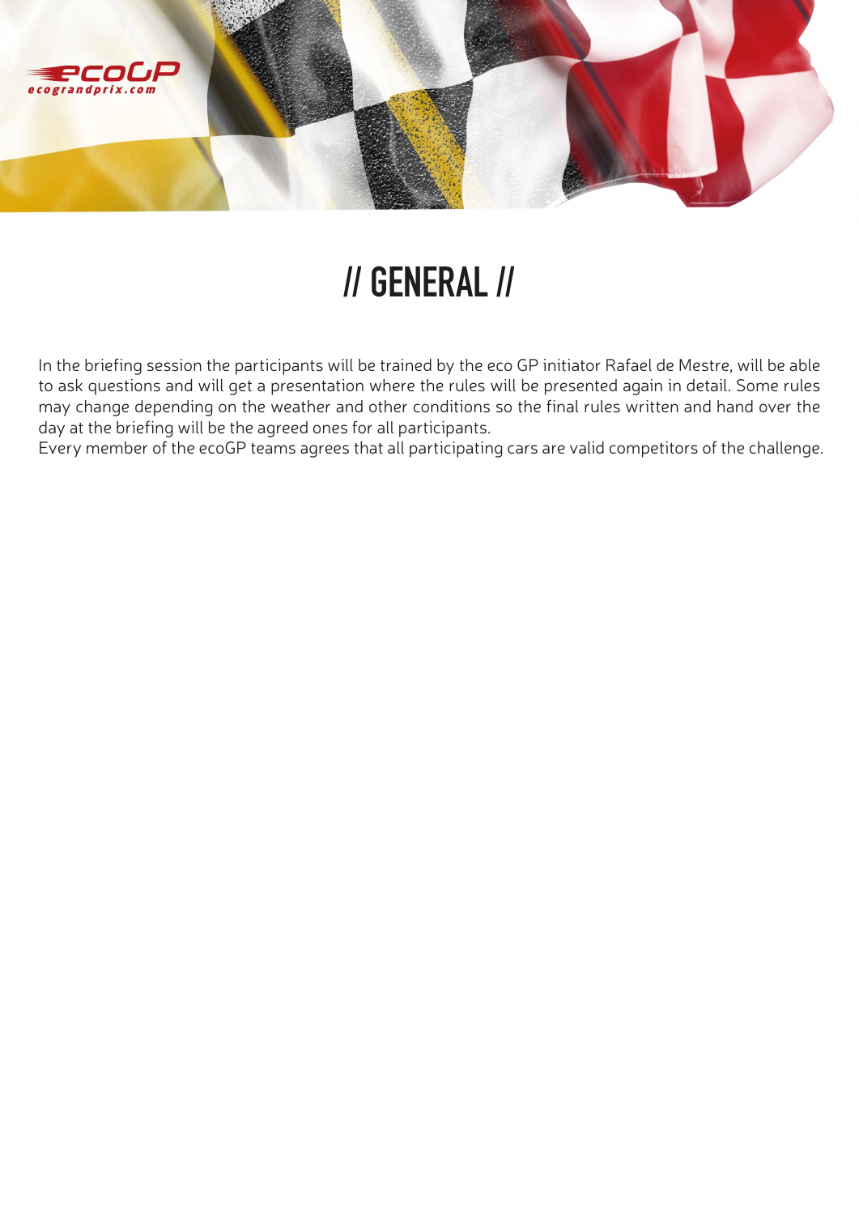# // GENERAL //

In the briefing session the participants will be trained by the eco GP initiator Rafael de Mestre, will be able to ask questions and will get a presentation where the rules will be presented again in detail. Some rules may change depending on the weather and other conditions so the final rules written and hand over the day at the briefing will be the agreed ones for all participants.

Every member of the ecoGP teams agrees that all participating cars are valid competitors of the challenge.